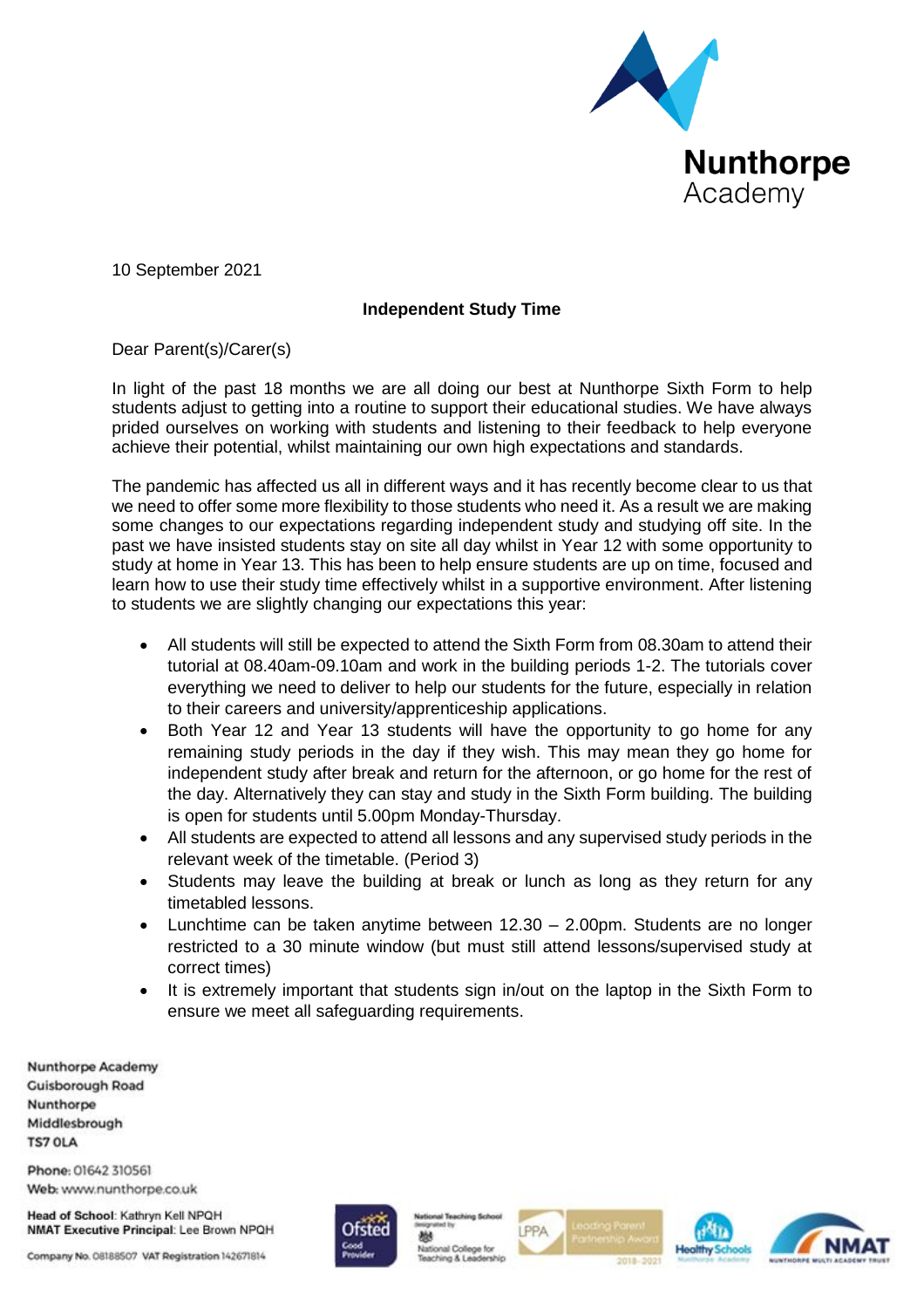Nunthorpe Academy

10 September 2021

**Independent Study Time**

Dear Parent(s)/Carer(s)

In light of the past 18 months we are all doing our best at Nunthorpe Sixth Form to help students adjust to getting into a routine to support their educational studies. We have always prided ourselves on working with students and listening to their feedback to help everyone achieve their potential, whilst maintaining our own high expectations and standards.

The pandemic has affected us all in different ways and it has recently become clear to us that we need to offer some more flexibility to those students who need it. As a result we are making some changes to our expectations regarding independent study and studying off site. In the past we have insisted students stay on site all day whilst in Year 12 with some opportunity to study at home in Year 13. This has been to help ensure students are up on time, focused and learn how to use their study time effectively whilst in a supportive environment. After listening to students we are slightly changing our expectations this year:

- All students will still be expected to attend the Sixth Form from 08.30am to attend their tutorial at 08.40am-09.10am and work in the building periods 1-2. The tutorials cover everything we need to deliver to help our students for the future, especially in relation to their careers and university/apprenticeship applications.
- Both Year 12 and Year 13 students will have the opportunity to go home for any remaining study periods in the day if they wish. This may mean they go home for independent study after break and return for the afternoon, or go home for the rest of the day. Alternatively they can stay and study in the Sixth Form building. The building is open for students until 5.00pm Monday-Thursday.
- All students are expected to attend all lessons and any supervised study periods in the relevant week of the timetable. (Period 3)
- Students may leave the building at break or lunch as long as they return for any timetabled lessons.
- Lunchtime can be taken anytime between 12.30 – 2.00pm. Students are no longer restricted to a 30 minute window (but must still attend lessons/supervised study at correct times)
- It is extremely important that students sign in/out on the laptop in the Sixth Form to ensure we meet all safeguarding requirements.

Nunthorpe Academy
Guisborough Road
Nunthorpe
Middlesbrough
TS7 0LA

Phone: 01642 310561
Web: www.nunthorpe.co.uk

**Head of School**: Kathryn Kell NPQH
**NMAT Executive Principal**: Lee Brown NPQH

Company No. 08188507 VAT Registration 142671814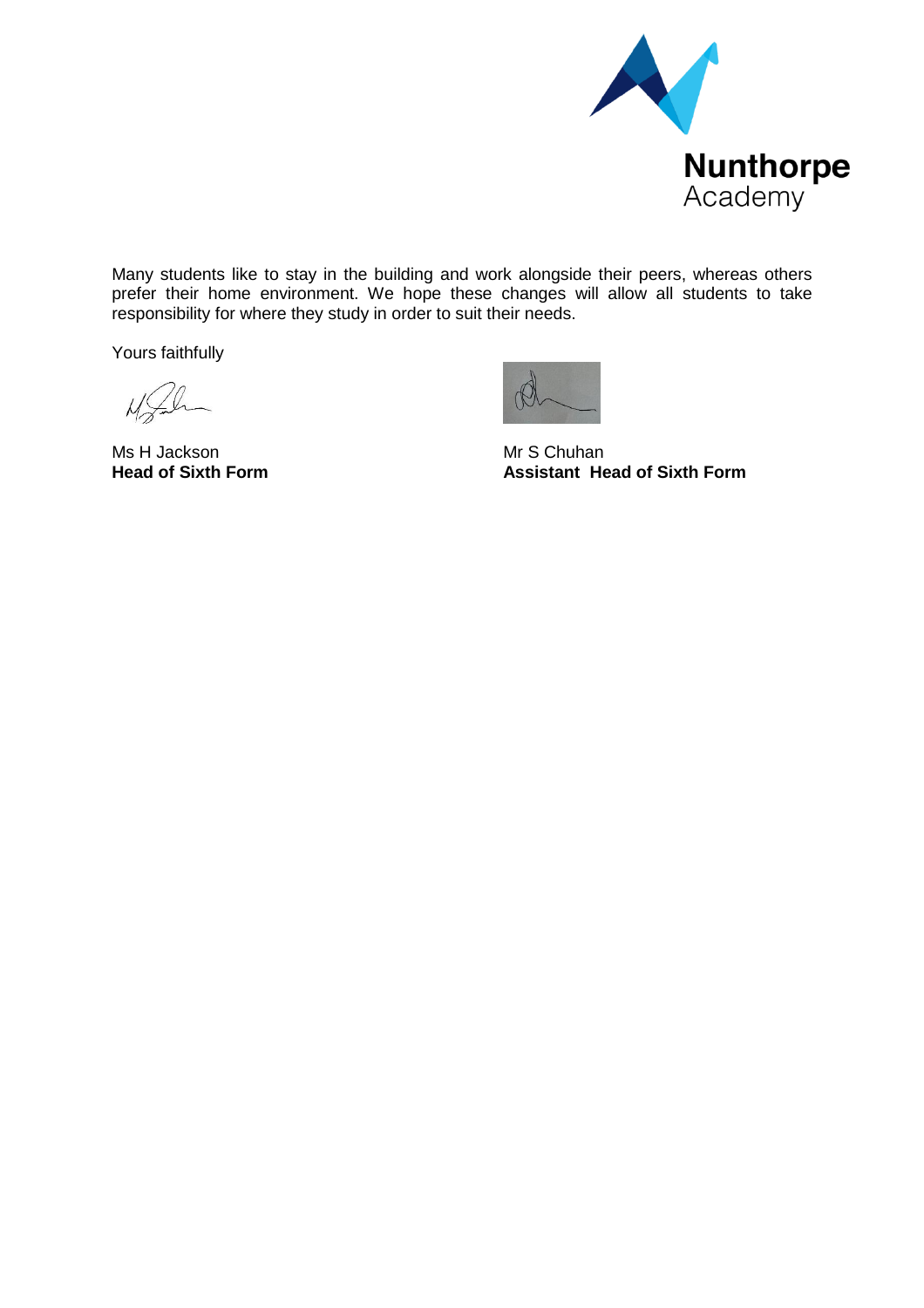Nunthorpe Academy

Many students like to stay in the building and work alongside their peers, whereas others prefer their home environment. We hope these changes will allow all students to take responsibility for where they study in order to suit their needs.

Yours faithfully

Ms H Jackson
**Head of Sixth Form**

Mr S Chuhan
**Assistant Head of Sixth Form**